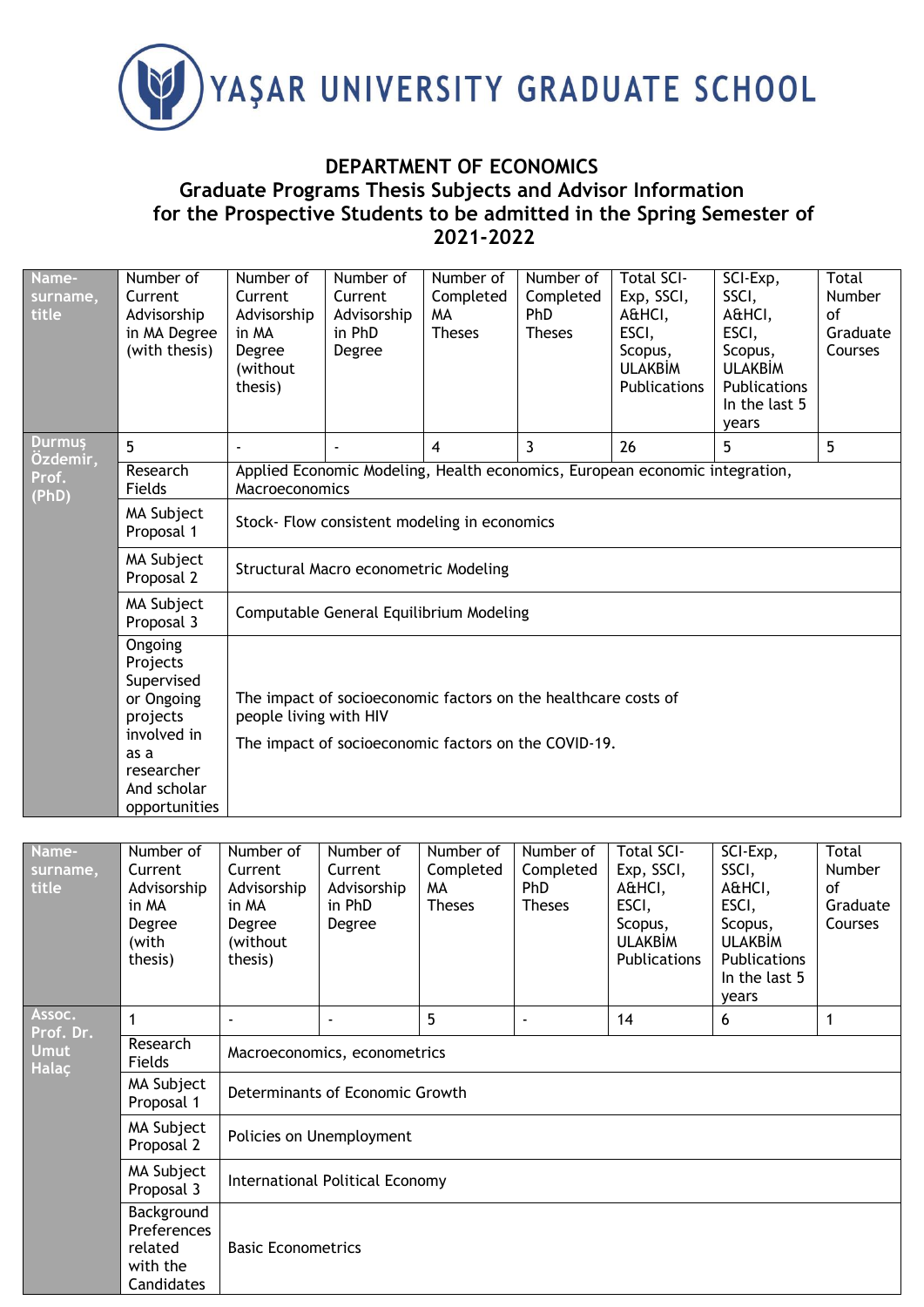# YAŞAR UNIVERSITY GRADUATE SCHOOL

## DEPARTMENT OF ECONOMICS
## Graduate Programs Thesis Subjects and Advisor Information for the Prospective Students to be admitted in the Spring Semester of 2021-2022

| Name-surname, title | Number of Current Advisorship in MA Degree (with thesis) | Number of Current Advisorship in MA Degree (without thesis) | Number of Current Advisorship in PhD Degree | Number of Completed MA Theses | Number of Completed PhD Theses | Total SCI-Exp, SSCI, A&HCI, ESCI, Scopus, ULAKBİM Publications | SCI-Exp, SSCI, A&HCI, ESCI, Scopus, ULAKBİM Publications In the last 5 years | Total Number of Graduate Courses |
|---|---|---|---|---|---|---|---|---|
| Durmuş Özdemir, Prof. (PhD) | 5 | - | - | 4 | 3 | 26 | 5 | 5 |
| | Research Fields | Applied Economic Modeling, Health economics, European economic integration, Macroeconomics | | | | | | |
| | MA Subject Proposal 1 | Stock- Flow consistent modeling in economics | | | | | | |
| | MA Subject Proposal 2 | Structural Macro econometric Modeling | | | | | | |
| | MA Subject Proposal 3 | Computable General Equilibrium Modeling | | | | | | |
| | Ongoing Projects Supervised or Ongoing projects involved in as a researcher And scholar opportunities | The impact of socioeconomic factors on the healthcare costs of people living with HIV<br>The impact of socioeconomic factors on the COVID-19. | | | | | | |

| Name-surname, title | Number of Current Advisorship in MA Degree (with thesis) | Number of Current Advisorship in MA Degree (without thesis) | Number of Current Advisorship in PhD Degree | Number of Completed MA Theses | Number of Completed PhD Theses | Total SCI-Exp, SSCI, A&HCI, ESCI, Scopus, ULAKBİM Publications | SCI-Exp, SSCI, A&HCI, ESCI, Scopus, ULAKBİM Publications In the last 5 years | Total Number of Graduate Courses |
|---|---|---|---|---|---|---|---|---|
| Assoc. Prof. Dr. Umut Halaç | 1 | - | - | 5 | - | 14 | 6 | 1 |
| | Research Fields | Macroeconomics, econometrics | | | | | | |
| | MA Subject Proposal 1 | Determinants of Economic Growth | | | | | | |
| | MA Subject Proposal 2 | Policies on Unemployment | | | | | | |
| | MA Subject Proposal 3 | International Political Economy | | | | | | |
| | Background Preferences related with the Candidates | Basic Econometrics | | | | | | |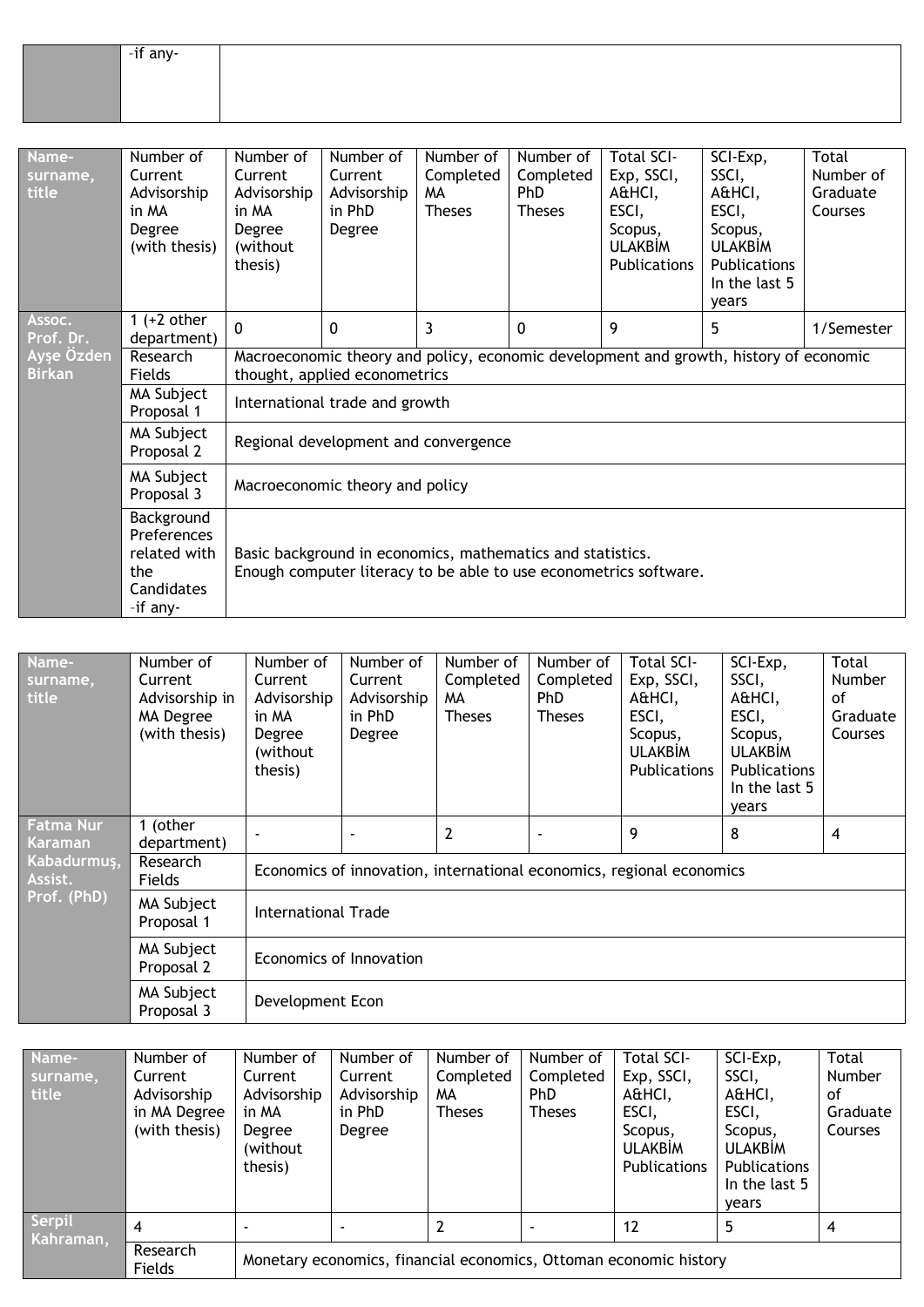| | -if any- | |
|---|---|---|

| Name-surname, title | Number of Current Advisorship in MA Degree (with thesis) | Number of Current Advisorship in MA Degree (without thesis) | Number of Current Advisorship in PhD Degree | Number of Completed MA Theses | Number of Completed PhD Theses | Total SCI-Exp, SSCI, A&HCI, ESCI, Scopus, ULAKBİM Publications | SCI-Exp, SSCI, A&HCI, ESCI, Scopus, ULAKBİM Publications In the last 5 years | Total Number of Graduate Courses |
|---|---|---|---|---|---|---|---|---|
| Assoc. Prof. Dr. Ayşe Özden Birkan | 1 (+2 other department) | 0 | 0 | 3 | 0 | 9 | 5 | 1/Semester |
| | Research Fields | Macroeconomic theory and policy, economic development and growth, history of economic thought, applied econometrics | | | | | | |
| | MA Subject Proposal 1 | International trade and growth | | | | | | |
| | MA Subject Proposal 2 | Regional development and convergence | | | | | | |
| | MA Subject Proposal 3 | Macroeconomic theory and policy | | | | | | |
| | Background Preferences related with the Candidates -if any- | Basic background in economics, mathematics and statistics. Enough computer literacy to be able to use econometrics software. | | | | | | |

| Name-surname, title | Number of Current Advisorship in MA Degree (with thesis) | Number of Current Advisorship in MA Degree (without thesis) | Number of Current Advisorship in PhD Degree | Number of Completed MA Theses | Number of Completed PhD Theses | Total SCI-Exp, SSCI, A&HCI, ESCI, Scopus, ULAKBİM Publications | SCI-Exp, SSCI, A&HCI, ESCI, Scopus, ULAKBİM Publications In the last 5 years | Total Number of Graduate Courses |
|---|---|---|---|---|---|---|---|---|
| Fatma Nur Karaman Kabadurmuş, Assist. Prof. (PhD) | 1 (other department) | - | - | 2 | - | 9 | 8 | 4 |
| | Research Fields | Economics of innovation, international economics, regional economics | | | | | | |
| | MA Subject Proposal 1 | International Trade | | | | | | |
| | MA Subject Proposal 2 | Economics of Innovation | | | | | | |
| | MA Subject Proposal 3 | Development Econ | | | | | | |

| Name-surname, title | Number of Current Advisorship in MA Degree (with thesis) | Number of Current Advisorship in MA Degree (without thesis) | Number of Current Advisorship in PhD Degree | Number of Completed MA Theses | Number of Completed PhD Theses | Total SCI-Exp, SSCI, A&HCI, ESCI, Scopus, ULAKBİM Publications | SCI-Exp, SSCI, A&HCI, ESCI, Scopus, ULAKBİM Publications In the last 5 years | Total Number of Graduate Courses |
|---|---|---|---|---|---|---|---|---|
| Serpil Kahraman, | 4 | - | - | 2 | - | 12 | 5 | 4 |
| | Research Fields | Monetary economics, financial economics, Ottoman economic history | | | | | | |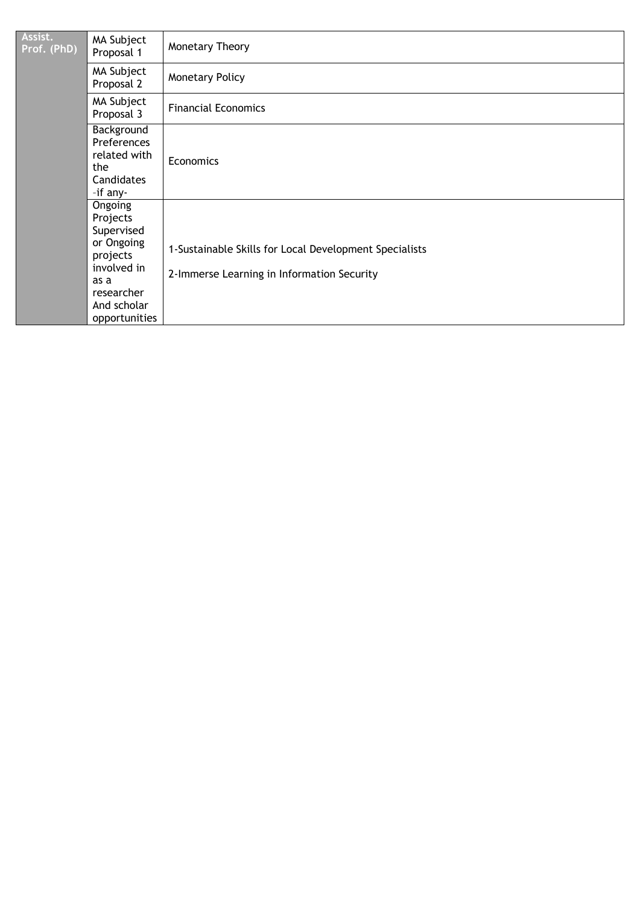| | | |
|---|---|---|
| Assist. Prof. (PhD) | MA Subject Proposal 1 | Monetary Theory |
| | MA Subject Proposal 2 | Monetary Policy |
| | MA Subject Proposal 3 | Financial Economics |
| | Background Preferences related with the Candidates –if any- | Economics |
| | Ongoing Projects Supervised or Ongoing projects involved in as a researcher And scholar opportunities | 1-Sustainable Skills for Local Development Specialists<br><br>2-Immerse Learning in Information Security |